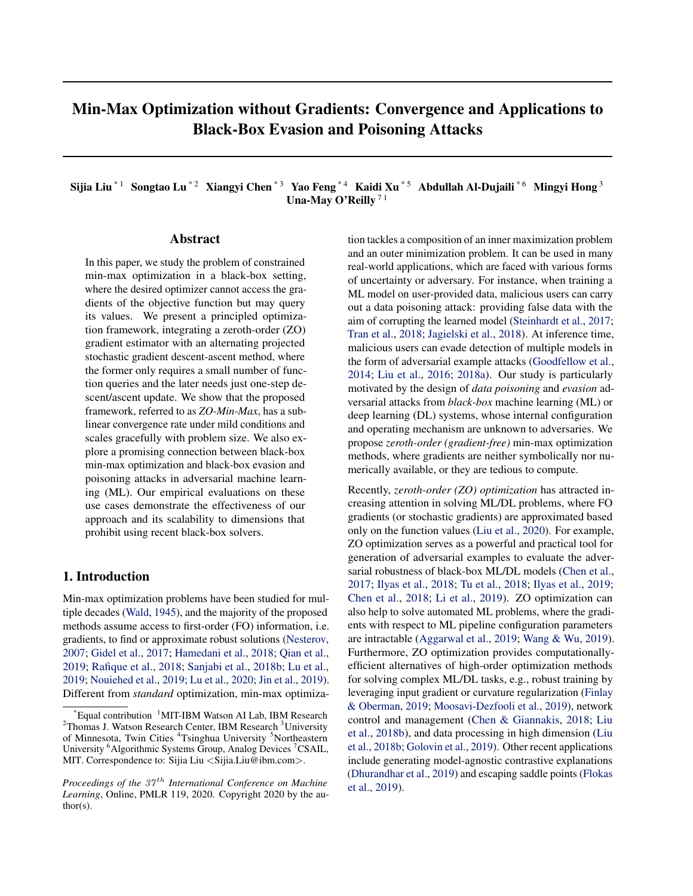# Min-Max Optimization without Gradients: Convergence and Applications to Black-Box Evasion and Poisoning Attacks

**Sijia Liu** [* 1] **Songtao Lu** [* 2] **Xiangyi Chen** [* 3] **Yao Feng** [* 4] **Kaidi Xu** [* 5] **Abdullah Al-Dujaili** [* 6] **Mingyi Hong** [3] **Una-May O'Reilly** [7 1]

## Abstract

In this paper, we study the problem of constrained min-max optimization in a black-box setting, where the desired optimizer cannot access the gradients of the objective function but may query its values. We present a principled optimization framework, integrating a zeroth-order (ZO) gradient estimator with an alternating projected stochastic gradient descent-ascent method, where the former only requires a small number of function queries and the later needs just one-step descent/ascent update. We show that the proposed framework, referred to as *ZO-Min-Max*, has a sublinear convergence rate under mild conditions and scales gracefully with problem size. We also explore a promising connection between black-box min-max optimization and black-box evasion and poisoning attacks in adversarial machine learning (ML). Our empirical evaluations on these use cases demonstrate the effectiveness of our approach and its scalability to dimensions that prohibit using recent black-box solvers.

## 1. Introduction

Min-max optimization problems have been studied for multiple decades (Wald, 1945), and the majority of the proposed methods assume access to first-order (FO) information, i.e. gradients, to find or approximate robust solutions (Nesterov, 2007; Gidel et al., 2017; Hamedani et al., 2018; Qian et al., 2019; Rafique et al., 2018; Sanjabi et al., 2018b; Lu et al., 2019; Nouiehed et al., 2019; Lu et al., 2020; Jin et al., 2019). Different from *standard* optimization, min-max optimization tackles a composition of an inner maximization problem and an outer minimization problem. It can be used in many real-world applications, which are faced with various forms of uncertainty or adversary. For instance, when training a ML model on user-provided data, malicious users can carry out a data poisoning attack: providing false data with the aim of corrupting the learned model (Steinhardt et al., 2017; Tran et al., 2018; Jagielski et al., 2018). At inference time, malicious users can evade detection of multiple models in the form of adversarial example attacks (Goodfellow et al., 2014; Liu et al., 2016; 2018a). Our study is particularly motivated by the design of *data poisoning* and *evasion* adversarial attacks from *black-box* machine learning (ML) or deep learning (DL) systems, whose internal configuration and operating mechanism are unknown to adversaries. We propose *zeroth-order (gradient-free)* min-max optimization methods, where gradients are neither symbolically nor numerically available, or they are tedious to compute.

Recently, *zeroth-order (ZO) optimization* has attracted increasing attention in solving ML/DL problems, where FO gradients (or stochastic gradients) are approximated based only on the function values (Liu et al., 2020). For example, ZO optimization serves as a powerful and practical tool for generation of adversarial examples to evaluate the adversarial robustness of black-box ML/DL models (Chen et al., 2017; Ilyas et al., 2018; Tu et al., 2018; Ilyas et al., 2019; Chen et al., 2018; Li et al., 2019). ZO optimization can also help to solve automated ML problems, where the gradients with respect to ML pipeline configuration parameters are intractable (Aggarwal et al., 2019; Wang & Wu, 2019). Furthermore, ZO optimization provides computationally-efficient alternatives of high-order optimization methods for solving complex ML/DL tasks, e.g., robust training by leveraging input gradient or curvature regularization (Finlay & Oberman, 2019; Moosavi-Dezfooli et al., 2019), network control and management (Chen & Giannakis, 2018; Liu et al., 2018b), and data processing in high dimension (Liu et al., 2018b; Golovin et al., 2019). Other recent applications include generating model-agnostic contrastive explanations (Dhurandhar et al., 2019) and escaping saddle points (Flokas et al., 2019).

---

[*]Equal contribution [1]MIT-IBM Watson AI Lab, IBM Research [2]Thomas J. Watson Research Center, IBM Research [3]University of Minnesota, Twin Cities [4]Tsinghua University [5]Northeastern University [6]Algorithmic Systems Group, Analog Devices [7]CSAIL, MIT. Correspondence to: Sijia Liu <Sijia.Liu@ibm.com>.

*Proceedings of the $37^{th}$ International Conference on Machine Learning*, Online, PMLR 119, 2020. Copyright 2020 by the author(s).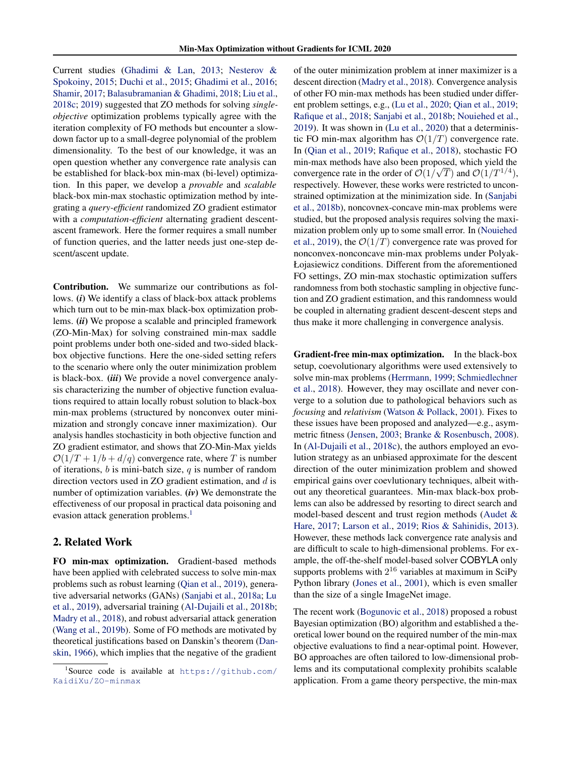Current studies (Ghadimi & Lan, 2013; Nesterov & Spokoiny, 2015; Duchi et al., 2015; Ghadimi et al., 2016; Shamir, 2017; Balasubramanian & Ghadimi, 2018; Liu et al., 2018c; 2019) suggested that ZO methods for solving *single-objective* optimization problems typically agree with the iteration complexity of FO methods but encounter a slowdown factor up to a small-degree polynomial of the problem dimensionality. To the best of our knowledge, it was an open question whether any convergence rate analysis can be established for black-box min-max (bi-level) optimization. In this paper, we develop a *provable* and *scalable* black-box min-max stochastic optimization method by integrating a *query-efficient* randomized ZO gradient estimator with a *computation-efficient* alternating gradient descent-ascent framework. Here the former requires a small number of function queries, and the latter needs just one-step descent/ascent update.

**Contribution.** We summarize our contributions as follows. ***(i)*** We identify a class of black-box attack problems which turn out to be min-max black-box optimization problems. ***(ii)*** We propose a scalable and principled framework (ZO-Min-Max) for solving constrained min-max saddle point problems under both one-sided and two-sided black-box objective functions. Here the one-sided setting refers to the scenario where only the outer minimization problem is black-box. ***(iii)*** We provide a novel convergence analysis characterizing the number of objective function evaluations required to attain locally robust solution to black-box min-max problems (structured by nonconvex outer minimization and strongly concave inner maximization). Our analysis handles stochasticity in both objective function and ZO gradient estimator, and shows that ZO-Min-Max yields $\mathcal{O}(1/T + 1/b + d/q)$ convergence rate, where $T$ is number of iterations, $b$ is mini-batch size, $q$ is number of random direction vectors used in ZO gradient estimation, and $d$ is number of optimization variables. ***(iv)*** We demonstrate the effectiveness of our proposal in practical data poisoning and evasion attack generation problems.[1]

## 2. Related Work

**FO min-max optimization.** Gradient-based methods have been applied with celebrated success to solve min-max problems such as robust learning (Qian et al., 2019), generative adversarial networks (GANs) (Sanjabi et al., 2018a; Lu et al., 2019), adversarial training (Al-Dujaili et al., 2018b; Madry et al., 2018), and robust adversarial attack generation (Wang et al., 2019b). Some of FO methods are motivated by theoretical justifications based on Danskin's theorem (Danskin, 1966), which implies that the negative of the gradient of the outer minimization problem at inner maximizer is a descent direction (Madry et al., 2018). Convergence analysis of other FO min-max methods has been studied under different problem settings, e.g., (Lu et al., 2020; Qian et al., 2019; Rafique et al., 2018; Sanjabi et al., 2018b; Nouiehed et al., 2019). It was shown in (Lu et al., 2020) that a deterministic FO min-max algorithm has $\mathcal{O}(1/T)$ convergence rate. In (Qian et al., 2019; Rafique et al., 2018), stochastic FO min-max methods have also been proposed, which yield the convergence rate in the order of $\mathcal{O}(1/\sqrt{T})$ and $\mathcal{O}(1/T^{1/4})$, respectively. However, these works were restricted to unconstrained optimization at the minimization side. In (Sanjabi et al., 2018b), noncovnex-concave min-max problems were studied, but the proposed analysis requires solving the maximization problem only up to some small error. In (Nouiehed et al., 2019), the $\mathcal{O}(1/T)$ convergence rate was proved for nonconvex-nonconcave min-max problems under Polyak-Łojasiewicz conditions. Different from the aforementioned FO settings, ZO min-max stochastic optimization suffers randomness from both stochastic sampling in objective function and ZO gradient estimation, and this randomness would be coupled in alternating gradient descent-descent steps and thus make it more challenging in convergence analysis.

**Gradient-free min-max optimization.** In the black-box setup, coevolutionary algorithms were used extensively to solve min-max problems (Herrmann, 1999; Schmiedlechner et al., 2018). However, they may oscillate and never converge to a solution due to pathological behaviors such as *focusing* and *relativism* (Watson & Pollack, 2001). Fixes to these issues have been proposed and analyzed—e.g., asymmetric fitness (Jensen, 2003; Branke & Rosenbusch, 2008). In (Al-Dujaili et al., 2018c), the authors employed an evolution strategy as an unbiased approximate for the descent direction of the outer minimization problem and showed empirical gains over coevlutionary techniques, albeit without any theoretical guarantees. Min-max black-box problems can also be addressed by resorting to direct search and model-based descent and trust region methods (Audet & Hare, 2017; Larson et al., 2019; Rios & Sahinidis, 2013). However, these methods lack convergence rate analysis and are difficult to scale to high-dimensional problems. For example, the off-the-shelf model-based solver COBYLA only supports problems with $2^{16}$ variables at maximum in SciPy Python library (Jones et al., 2001), which is even smaller than the size of a single ImageNet image.

The recent work (Bogunovic et al., 2018) proposed a robust Bayesian optimization (BO) algorithm and established a theoretical lower bound on the required number of the min-max objective evaluations to find a near-optimal point. However, BO approaches are often tailored to low-dimensional problems and its computational complexity prohibits scalable application. From a game theory perspective, the min-max

[1] Source code is available at https://github.com/KaidiXu/ZO-minmax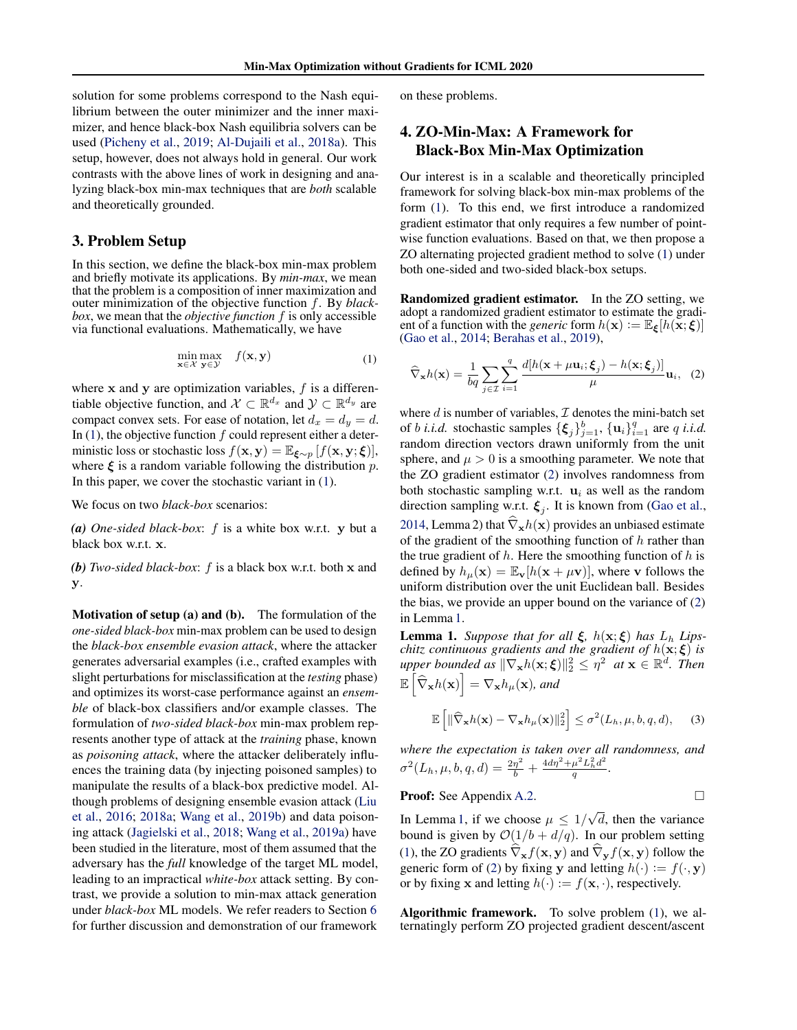solution for some problems correspond to the Nash equilibrium between the outer minimizer and the inner maximizer, and hence black-box Nash equilibria solvers can be used (Picheny et al., 2019; Al-Dujaili et al., 2018a). This setup, however, does not always hold in general. Our work contrasts with the above lines of work in designing and analyzing black-box min-max techniques that are *both* scalable and theoretically grounded.

## 3. Problem Setup

In this section, we define the black-box min-max problem and briefly motivate its applications. By *min-max*, we mean that the problem is a composition of inner maximization and outer minimization of the objective function $f$. By *black-box*, we mean that the *objective function* $f$ is only accessible via functional evaluations. Mathematically, we have

$$\min_{\mathbf{x} \in \mathcal{X}} \max_{\mathbf{y} \in \mathcal{Y}} \quad f(\mathbf{x}, \mathbf{y}) \tag{1}$$

where $\mathbf{x}$ and $\mathbf{y}$ are optimization variables, $f$ is a differentiable objective function, and $\mathcal{X} \subset \mathbb{R}^{d_x}$ and $\mathcal{Y} \subset \mathbb{R}^{d_y}$ are compact convex sets. For ease of notation, let $d_x = d_y = d$. In (1), the objective function $f$ could represent either a deterministic loss or stochastic loss $f(\mathbf{x}, \mathbf{y}) = \mathbb{E}_{\boldsymbol{\xi} \sim p} \left[ f(\mathbf{x}, \mathbf{y}; \boldsymbol{\xi}) \right]$, where $\boldsymbol{\xi}$ is a random variable following the distribution $p$. In this paper, we cover the stochastic variant in (1).

We focus on two *black-box* scenarios:

***(a)** One-sided black-box*: $f$ is a white box w.r.t. $\mathbf{y}$ but a black box w.r.t. $\mathbf{x}$.

***(b)** Two-sided black-box*: $f$ is a black box w.r.t. both $\mathbf{x}$ and $\mathbf{y}$.

**Motivation of setup (a) and (b).** The formulation of the *one-sided black-box* min-max problem can be used to design the *black-box ensemble evasion attack*, where the attacker generates adversarial examples (i.e., crafted examples with slight perturbations for misclassification at the *testing* phase) and optimizes its worst-case performance against an *ensemble* of black-box classifiers and/or example classes. The formulation of *two-sided black-box* min-max problem represents another type of attack at the *training* phase, known as *poisoning attack*, where the attacker deliberately influences the training data (by injecting poisoned samples) to manipulate the results of a black-box predictive model. Although problems of designing ensemble evasion attack (Liu et al., 2016; 2018a; Wang et al., 2019b) and data poisoning attack (Jagielski et al., 2018; Wang et al., 2019a) have been studied in the literature, most of them assumed that the adversary has the *full* knowledge of the target ML model, leading to an impractical *white-box* attack setting. By contrast, we provide a solution to min-max attack generation under *black-box* ML models. We refer readers to Section 6 for further discussion and demonstration of our framework on these problems.

## 4. ZO-Min-Max: A Framework for Black-Box Min-Max Optimization

Our interest is in a scalable and theoretically principled framework for solving black-box min-max problems of the form (1). To this end, we first introduce a randomized gradient estimator that only requires a few number of pointwise function evaluations. Based on that, we then propose a ZO alternating projected gradient method to solve (1) under both one-sided and two-sided black-box setups.

**Randomized gradient estimator.** In the ZO setting, we adopt a randomized gradient estimator to estimate the gradient of a function with the *generic* form $h(\mathbf{x}) := \mathbb{E}_{\boldsymbol{\xi}}[h(\mathbf{x}; \boldsymbol{\xi})]$ (Gao et al., 2014; Berahas et al., 2019),

$$\widehat{\nabla}_{\mathbf{x}} h(\mathbf{x}) = \frac{1}{bq} \sum_{j \in \mathcal{I}} \sum_{i=1}^{q} \frac{d[h(\mathbf{x} + \mu \mathbf{u}_i; \boldsymbol{\xi}_j) - h(\mathbf{x}; \boldsymbol{\xi}_j)]}{\mu} \mathbf{u}_i, \tag{2}$$

where $d$ is number of variables, $\mathcal{I}$ denotes the mini-batch set of $b$ *i.i.d.* stochastic samples $\{\boldsymbol{\xi}_j\}_{j=1}^{b}$, $\{\mathbf{u}_i\}_{i=1}^{q}$ are $q$ *i.i.d.* random direction vectors drawn uniformly from the unit sphere, and $\mu > 0$ is a smoothing parameter. We note that the ZO gradient estimator (2) involves randomness from both stochastic sampling w.r.t. $\mathbf{u}_i$ as well as the random direction sampling w.r.t. $\boldsymbol{\xi}_j$. It is known from (Gao et al., 2014, Lemma 2) that $\widehat{\nabla}_{\mathbf{x}} h(\mathbf{x})$ provides an unbiased estimate of the gradient of the smoothing function of $h$ rather than the true gradient of $h$. Here the smoothing function of $h$ is defined by $h_\mu(\mathbf{x}) = \mathbb{E}_{\mathbf{v}}[h(\mathbf{x} + \mu \mathbf{v})]$, where $\mathbf{v}$ follows the uniform distribution over the unit Euclidean ball. Besides the bias, we provide an upper bound on the variance of (2) in Lemma 1.

**Lemma 1.** *Suppose that for all $\boldsymbol{\xi}$, $h(\mathbf{x}; \boldsymbol{\xi})$ has $L_h$ Lipschitz continuous gradients and the gradient of $h(\mathbf{x}; \boldsymbol{\xi})$ is upper bounded as $\|\nabla_{\mathbf{x}} h(\mathbf{x}; \boldsymbol{\xi})\|_2^2 \leq \eta^2$ at $\mathbf{x} \in \mathbb{R}^d$. Then $\mathbb{E}\left[\widehat{\nabla}_{\mathbf{x}} h(\mathbf{x})\right] = \nabla_{\mathbf{x}} h_\mu(\mathbf{x})$, and*

$$\mathbb{E}\left[\|\widehat{\nabla}_{\mathbf{x}} h(\mathbf{x}) - \nabla_{\mathbf{x}} h_\mu(\mathbf{x})\|_2^2\right] \leq \sigma^2(L_h, \mu, b, q, d), \tag{3}$$

*where the expectation is taken over all randomness, and* $\sigma^2(L_h, \mu, b, q, d) = \frac{2\eta^2}{b} + \frac{4d\eta^2 + \mu^2 L_h^2 d^2}{q}$.

**Proof:** See Appendix A.2. □

In Lemma 1, if we choose $\mu \leq 1/\sqrt{d}$, then the variance bound is given by $\mathcal{O}(1/b + d/q)$. In our problem setting (1), the ZO gradients $\widehat{\nabla}_{\mathbf{x}} f(\mathbf{x}, \mathbf{y})$ and $\widehat{\nabla}_{\mathbf{y}} f(\mathbf{x}, \mathbf{y})$ follow the generic form of (2) by fixing $\mathbf{y}$ and letting $h(\cdot) := f(\cdot, \mathbf{y})$ or by fixing $\mathbf{x}$ and letting $h(\cdot) := f(\mathbf{x}, \cdot)$, respectively.

**Algorithmic framework.** To solve problem (1), we alternatingly perform ZO projected gradient descent/ascent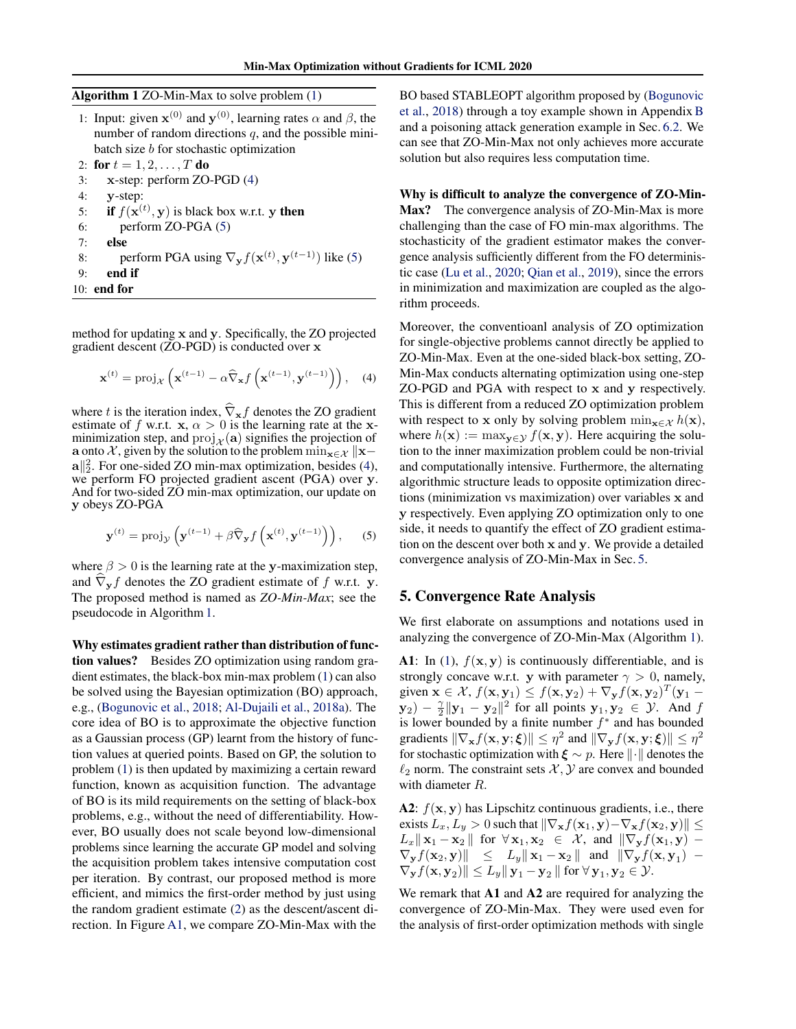**Algorithm 1** ZO-Min-Max to solve problem (1)

1: Input: given $\mathbf{x}^{(0)}$ and $\mathbf{y}^{(0)}$, learning rates $\alpha$ and $\beta$, the number of random directions $q$, and the possible mini-batch size $b$ for stochastic optimization
2: **for** $t = 1, 2, \ldots, T$ **do**
3: $\quad$ $\mathbf{x}$-step: perform ZO-PGD (4)
4: $\quad$ $\mathbf{y}$-step:
5: $\quad$ **if** $f(\mathbf{x}^{(t)}, \mathbf{y})$ is black box w.r.t. $\mathbf{y}$ **then**
6: $\quad\quad$ perform ZO-PGA (5)
7: $\quad$ **else**
8: $\quad\quad$ perform PGA using $\nabla_{\mathbf{y}} f(\mathbf{x}^{(t)}, \mathbf{y}^{(t-1)})$ like (5)
9: $\quad$ **end if**
10: **end for**

method for updating $\mathbf{x}$ and $\mathbf{y}$. Specifically, the ZO projected gradient descent (ZO-PGD) is conducted over $\mathbf{x}$

$$\mathbf{x}^{(t)} = \operatorname{proj}_{\mathcal{X}} \left( \mathbf{x}^{(t-1)} - \alpha \widehat{\nabla}_{\mathbf{x}} f \left( \mathbf{x}^{(t-1)}, \mathbf{y}^{(t-1)} \right) \right), \quad (4)$$

where $t$ is the iteration index, $\widehat{\nabla}_{\mathbf{x}} f$ denotes the ZO gradient estimate of $f$ w.r.t. $\mathbf{x}$, $\alpha > 0$ is the learning rate at the $\mathbf{x}$-minimization step, and $\operatorname{proj}_{\mathcal{X}}(\mathbf{a})$ signifies the projection of $\mathbf{a}$ onto $\mathcal{X}$, given by the solution to the problem $\min_{\mathbf{x} \in \mathcal{X}} \|\mathbf{x} - \mathbf{a}\|_2^2$. For one-sided ZO min-max optimization, besides (4), we perform FO projected gradient ascent (PGA) over $\mathbf{y}$. And for two-sided ZO min-max optimization, our update on $\mathbf{y}$ obeys ZO-PGA

$$\mathbf{y}^{(t)} = \operatorname{proj}_{\mathcal{Y}} \left( \mathbf{y}^{(t-1)} + \beta \widehat{\nabla}_{\mathbf{y}} f \left( \mathbf{x}^{(t)}, \mathbf{y}^{(t-1)} \right) \right), \quad (5)$$

where $\beta > 0$ is the learning rate at the $\mathbf{y}$-maximization step, and $\widehat{\nabla}_{\mathbf{y}} f$ denotes the ZO gradient estimate of $f$ w.r.t. $\mathbf{y}$. The proposed method is named as *ZO-Min-Max*; see the pseudocode in Algorithm 1.

**Why estimates gradient rather than distribution of function values?** Besides ZO optimization using random gradient estimates, the black-box min-max problem (1) can also be solved using the Bayesian optimization (BO) approach, e.g., (Bogunovic et al., 2018; Al-Dujaili et al., 2018a). The core idea of BO is to approximate the objective function as a Gaussian process (GP) learnt from the history of function values at queried points. Based on GP, the solution to problem (1) is then updated by maximizing a certain reward function, known as acquisition function. The advantage of BO is its mild requirements on the setting of black-box problems, e.g., without the need of differentiability. However, BO usually does not scale beyond low-dimensional problems since learning the accurate GP model and solving the acquisition problem takes intensive computation cost per iteration. By contrast, our proposed method is more efficient, and mimics the first-order method by just using the random gradient estimate (2) as the descent/ascent direction. In Figure A1, we compare ZO-Min-Max with the BO based STABLEOPT algorithm proposed by (Bogunovic et al., 2018) through a toy example shown in Appendix B and a poisoning attack generation example in Sec. 6.2. We can see that ZO-Min-Max not only achieves more accurate solution but also requires less computation time.

**Why is difficult to analyze the convergence of ZO-Min-Max?** The convergence analysis of ZO-Min-Max is more challenging than the case of FO min-max algorithms. The stochasticity of the gradient estimator makes the convergence analysis sufficiently different from the FO deterministic case (Lu et al., 2020; Qian et al., 2019), since the errors in minimization and maximization are coupled as the algorithm proceeds.

Moreover, the conventioanl analysis of ZO optimization for single-objective problems cannot directly be applied to ZO-Min-Max. Even at the one-sided black-box setting, ZO-Min-Max conducts alternating optimization using one-step ZO-PGD and PGA with respect to $\mathbf{x}$ and $\mathbf{y}$ respectively. This is different from a reduced ZO optimization problem with respect to $\mathbf{x}$ only by solving problem $\min_{\mathbf{x} \in \mathcal{X}} h(\mathbf{x})$, where $h(\mathbf{x}) := \max_{\mathbf{y} \in \mathcal{Y}} f(\mathbf{x}, \mathbf{y})$. Here acquiring the solution to the inner maximization problem could be non-trivial and computationally intensive. Furthermore, the alternating algorithmic structure leads to opposite optimization directions (minimization vs maximization) over variables $\mathbf{x}$ and $\mathbf{y}$ respectively. Even applying ZO optimization only to one side, it needs to quantify the effect of ZO gradient estimation on the descent over both $\mathbf{x}$ and $\mathbf{y}$. We provide a detailed convergence analysis of ZO-Min-Max in Sec. 5.

## 5. Convergence Rate Analysis

We first elaborate on assumptions and notations used in analyzing the convergence of ZO-Min-Max (Algorithm 1).

**A1**: In (1), $f(\mathbf{x}, \mathbf{y})$ is continuously differentiable, and is strongly concave w.r.t. $\mathbf{y}$ with parameter $\gamma > 0$, namely, given $\mathbf{x} \in \mathcal{X}$, $f(\mathbf{x}, \mathbf{y}_1) \leq f(\mathbf{x}, \mathbf{y}_2) + \nabla_{\mathbf{y}} f(\mathbf{x}, \mathbf{y}_2)^T (\mathbf{y}_1 - \mathbf{y}_2) - \frac{\gamma}{2} \|\mathbf{y}_1 - \mathbf{y}_2\|^2$ for all points $\mathbf{y}_1, \mathbf{y}_2 \in \mathcal{Y}$. And $f$ is lower bounded by a finite number $f^*$ and has bounded gradients $\|\nabla_{\mathbf{x}} f(\mathbf{x}, \mathbf{y}; \boldsymbol{\xi})\| \leq \eta^2$ and $\|\nabla_{\mathbf{y}} f(\mathbf{x}, \mathbf{y}; \boldsymbol{\xi})\| \leq \eta^2$ for stochastic optimization with $\boldsymbol{\xi} \sim p$. Here $\|\cdot\|$ denotes the $\ell_2$ norm. The constraint sets $\mathcal{X}, \mathcal{Y}$ are convex and bounded with diameter $R$.

**A2**: $f(\mathbf{x}, \mathbf{y})$ has Lipschitz continuous gradients, i.e., there exists $L_x, L_y > 0$ such that $\|\nabla_{\mathbf{x}} f(\mathbf{x}_1, \mathbf{y}) - \nabla_{\mathbf{x}} f(\mathbf{x}_2, \mathbf{y})\| \leq L_x \|\mathbf{x}_1 - \mathbf{x}_2\|$ for $\forall \mathbf{x}_1, \mathbf{x}_2 \in \mathcal{X}$, and $\|\nabla_{\mathbf{y}} f(\mathbf{x}_1, \mathbf{y}) - \nabla_{\mathbf{y}} f(\mathbf{x}_2, \mathbf{y})\| \leq L_y \|\mathbf{x}_1 - \mathbf{x}_2\|$ and $\|\nabla_{\mathbf{y}} f(\mathbf{x}, \mathbf{y}_1) - \nabla_{\mathbf{y}} f(\mathbf{x}, \mathbf{y}_2)\| \leq L_y \|\mathbf{y}_1 - \mathbf{y}_2\|$ for $\forall \mathbf{y}_1, \mathbf{y}_2 \in \mathcal{Y}$.

We remark that **A1** and **A2** are required for analyzing the convergence of ZO-Min-Max. They were used even for the analysis of first-order optimization methods with single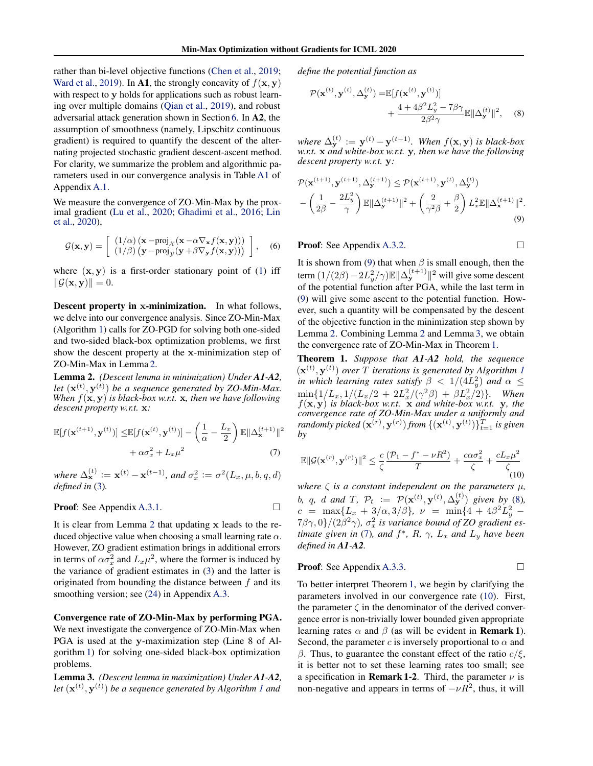rather than bi-level objective functions (Chen et al., 2019; Ward et al., 2019). In **A1**, the strongly concavity of $f(\mathbf{x}, \mathbf{y})$ with respect to $\mathbf{y}$ holds for applications such as robust learning over multiple domains (Qian et al., 2019), and robust adversarial attack generation shown in Section 6. In **A2**, the assumption of smoothness (namely, Lipschitz continuous gradient) is required to quantify the descent of the alternating projected stochastic gradient descent-ascent method. For clarity, we summarize the problem and algorithmic parameters used in our convergence analysis in Table A1 of Appendix A.1.

We measure the convergence of ZO-Min-Max by the proximal gradient (Lu et al., 2020; Ghadimi et al., 2016; Lin et al., 2020),

$$
\mathcal{G}(\mathbf{x}, \mathbf{y}) = \begin{bmatrix} (1/\alpha)\left(\mathbf{x} - \mathrm{proj}_{\mathcal{X}}(\mathbf{x} - \alpha \nabla_{\mathbf{x}} f(\mathbf{x}, \mathbf{y}))\right) \\ (1/\beta)\left(\mathbf{y} - \mathrm{proj}_{\mathcal{Y}}(\mathbf{y} + \beta \nabla_{\mathbf{y}} f(\mathbf{x}, \mathbf{y}))\right) \end{bmatrix}, \quad (6)
$$

where $(\mathbf{x}, \mathbf{y})$ is a first-order stationary point of (1) iff $\|\mathcal{G}(\mathbf{x}, \mathbf{y})\| = 0$.

**Descent property in x-minimization.** In what follows, we delve into our convergence analysis. Since ZO-Min-Max (Algorithm 1) calls for ZO-PGD for solving both one-sided and two-sided black-box optimization problems, we first show the descent property at the $\mathbf{x}$-minimization step of ZO-Min-Max in Lemma 2.

**Lemma 2.** *(Descent lemma in minimization) Under **A1**-**A2**, let $(\mathbf{x}^{(t)}, \mathbf{y}^{(t)})$ be a sequence generated by ZO-Min-Max. When $f(\mathbf{x}, \mathbf{y})$ is black-box w.r.t. $\mathbf{x}$, then we have following descent property w.r.t. $\mathbf{x}$:*

$$
\mathbb{E}[f(\mathbf{x}^{(t+1)}, \mathbf{y}^{(t)})] \leq \mathbb{E}[f(\mathbf{x}^{(t)}, \mathbf{y}^{(t)})] - \left(\frac{1}{\alpha} - \frac{L_x}{2}\right) \mathbb{E}\|\Delta_{\mathbf{x}}^{(t+1)}\|^2 + \alpha \sigma_x^2 + L_x \mu^2 \quad (7)
$$

*where $\Delta_{\mathbf{x}}^{(t)} := \mathbf{x}^{(t)} - \mathbf{x}^{(t-1)}$, and $\sigma_x^2 := \sigma^2(L_x, \mu, b, q, d)$ defined in (3).*

**Proof**: See Appendix A.3.1. □

It is clear from Lemma 2 that updating $\mathbf{x}$ leads to the reduced objective value when choosing a small learning rate $\alpha$. However, ZO gradient estimation brings in additional errors in terms of $\alpha \sigma_x^2$ and $L_x \mu^2$, where the former is induced by the variance of gradient estimates in (3) and the latter is originated from bounding the distance between $f$ and its smoothing version; see (24) in Appendix A.3.

**Convergence rate of ZO-Min-Max by performing PGA.** We next investigate the convergence of ZO-Min-Max when PGA is used at the $\mathbf{y}$-maximization step (Line 8 of Algorithm 1) for solving one-sided black-box optimization problems.

**Lemma 3.** *(Descent lemma in maximization) Under **A1**-**A2**, let $(\mathbf{x}^{(t)}, \mathbf{y}^{(t)})$ be a sequence generated by Algorithm 1 and define the potential function as*

$$
\mathcal{P}(\mathbf{x}^{(t)}, \mathbf{y}^{(t)}, \Delta_{\mathbf{y}}^{(t)}) = \mathbb{E}[f(\mathbf{x}^{(t)}, \mathbf{y}^{(t)})] + \frac{4 + 4\beta^2 L_y^2 - 7\beta\gamma}{2\beta^2\gamma} \mathbb{E}\|\Delta_{\mathbf{y}}^{(t)}\|^2, \quad (8)
$$

*where $\Delta_{\mathbf{y}}^{(t)} := \mathbf{y}^{(t)} - \mathbf{y}^{(t-1)}$. When $f(\mathbf{x}, \mathbf{y})$ is black-box w.r.t. $\mathbf{x}$ and white-box w.r.t. $\mathbf{y}$, then we have the following descent property w.r.t. $\mathbf{y}$:*

$$
\mathcal{P}(\mathbf{x}^{(t+1)}, \mathbf{y}^{(t+1)}, \Delta_{\mathbf{y}}^{(t+1)}) \leq \mathcal{P}(\mathbf{x}^{(t+1)}, \mathbf{y}^{(t)}, \Delta_{\mathbf{y}}^{(t)}) - \left(\frac{1}{2\beta} - \frac{2L_y^2}{\gamma}\right) \mathbb{E}\|\Delta_{\mathbf{y}}^{(t+1)}\|^2 + \left(\frac{2}{\gamma^2\beta} + \frac{\beta}{2}\right) L_x^2 \mathbb{E}\|\Delta_{\mathbf{x}}^{(t+1)}\|^2. \quad (9)
$$

**Proof**: See Appendix A.3.2. □

It is shown from (9) that when $\beta$ is small enough, then the term $(1/(2\beta) - 2L_y^2/\gamma)\mathbb{E}\|\Delta_{\mathbf{y}}^{(t+1)}\|^2$ will give some descent of the potential function after PGA, while the last term in (9) will give some ascent to the potential function. However, such a quantity will be compensated by the descent of the objective function in the minimization step shown by Lemma 2. Combining Lemma 2 and Lemma 3, we obtain the convergence rate of ZO-Min-Max in Theorem 1.

**Theorem 1.** *Suppose that **A1**-**A2** hold, the sequence $(\mathbf{x}^{(t)}, \mathbf{y}^{(t)})$ over $T$ iterations is generated by Algorithm 1 in which learning rates satisfy $\beta < 1/(4L_y^2)$ and $\alpha \leq \min\{1/L_x, 1/(L_x/2 + 2L_x^2/(\gamma^2\beta) + \beta L_x^2/2)\}$. When $f(\mathbf{x}, \mathbf{y})$ is black-box w.r.t. $\mathbf{x}$ and white-box w.r.t. $\mathbf{y}$, the convergence rate of ZO-Min-Max under a uniformly and randomly picked $(\mathbf{x}^{(r)}, \mathbf{y}^{(r)})$ from $\{(\mathbf{x}^{(t)}, \mathbf{y}^{(t)})\}_{t=1}^T$ is given by*

$$
\mathbb{E}\|\mathcal{G}(\mathbf{x}^{(r)}, \mathbf{y}^{(r)})\|^2 \leq \frac{c}{\zeta} \frac{(\mathcal{P}_1 - f^* - \nu R^2)}{T} + \frac{c\alpha\sigma_x^2}{\zeta} + \frac{cL_x\mu^2}{\zeta} \quad (10)
$$

*where $\zeta$ is a constant independent on the parameters $\mu$, $b$, $q$, $d$ and $T$, $\mathcal{P}_t := \mathcal{P}(\mathbf{x}^{(t)}, \mathbf{y}^{(t)}, \Delta_{\mathbf{y}}^{(t)})$ given by (8), $c = \max\{L_x + 3/\alpha, 3/\beta\}$, $\nu = \min\{4 + 4\beta^2 L_y^2 - 7\beta\gamma, 0\}/(2\beta^2\gamma)$, $\sigma_x^2$ is variance bound of ZO gradient estimate given in (7), and $f^*$, $R$, $\gamma$, $L_x$ and $L_y$ have been defined in **A1**-**A2**.*

**Proof**: See Appendix A.3.3. □

To better interpret Theorem 1, we begin by clarifying the parameters involved in our convergence rate (10). First, the parameter $\zeta$ in the denominator of the derived convergence error is non-trivially lower bounded given appropriate learning rates $\alpha$ and $\beta$ (as will be evident in **Remark 1**). Second, the parameter $c$ is inversely proportional to $\alpha$ and $\beta$. Thus, to guarantee the constant effect of the ratio $c/\xi$, it is better not to set these learning rates too small; see a specification in **Remark 1-2**. Third, the parameter $\nu$ is non-negative and appears in terms of $-\nu R^2$, thus, it will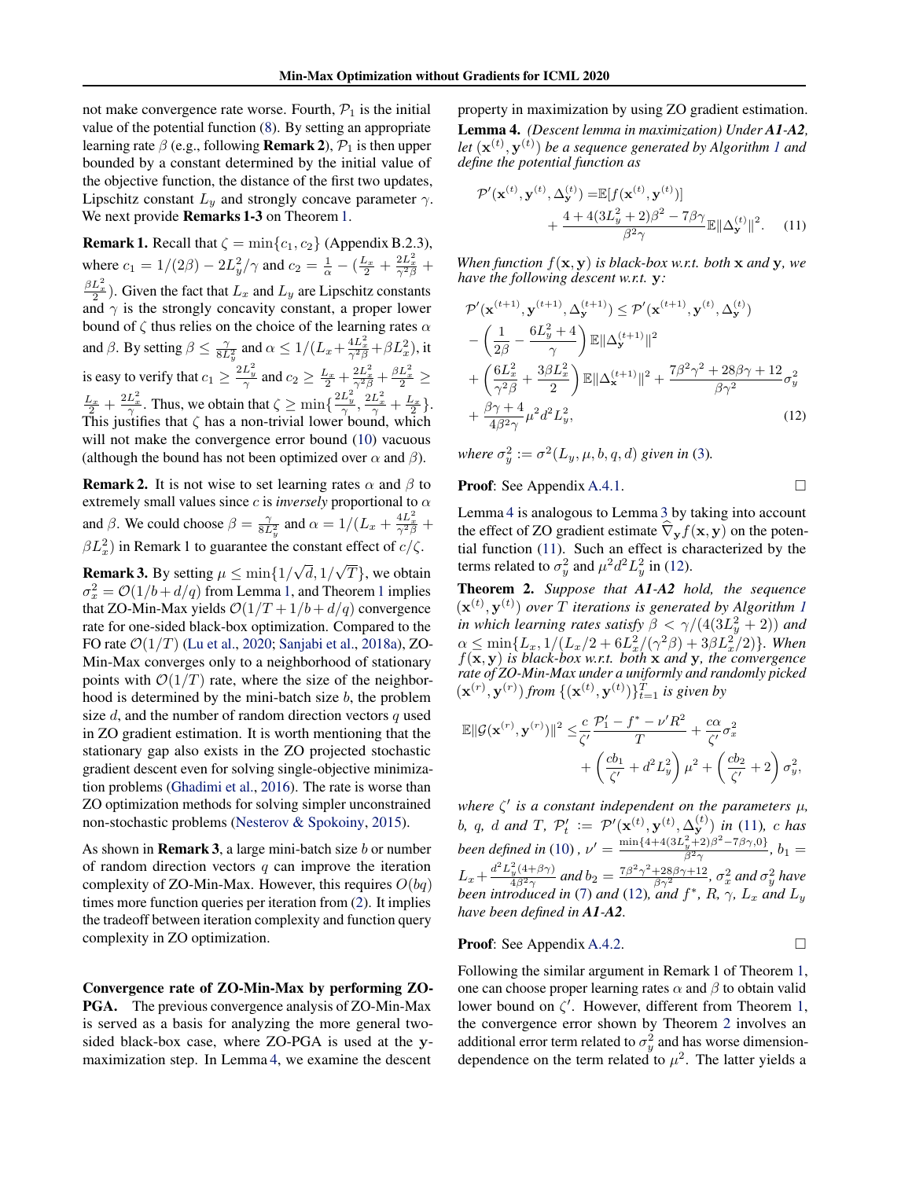not make convergence rate worse. Fourth, $\mathcal{P}_1$ is the initial value of the potential function (8). By setting an appropriate learning rate $\beta$ (e.g., following **Remark 2**), $\mathcal{P}_1$ is then upper bounded by a constant determined by the initial value of the objective function, the distance of the first two updates, Lipschitz constant $L_y$ and strongly concave parameter $\gamma$. We next provide **Remarks 1-3** on Theorem 1.

**Remark 1.** Recall that $\zeta = \min\{c_1, c_2\}$ (Appendix B.2.3), where $c_1 = 1/(2\beta) - 2L_y^2/\gamma$ and $c_2 = \frac{1}{\alpha} - (\frac{L_x}{2} + \frac{2L_x^2}{\gamma^2\beta} + \frac{\beta L_x^2}{2})$. Given the fact that $L_x$ and $L_y$ are Lipschitz constants and $\gamma$ is the strongly concavity constant, a proper lower bound of $\zeta$ thus relies on the choice of the learning rates $\alpha$ and $\beta$. By setting $\beta \le \frac{\gamma}{8L_y^2}$ and $\alpha \le 1/(L_x + \frac{4L_x^2}{\gamma^2\beta} + \beta L_x^2)$, it is easy to verify that $c_1 \ge \frac{2L_y^2}{\gamma}$ and $c_2 \ge \frac{L_x}{2} + \frac{2L_x^2}{\gamma^2\beta} + \frac{\beta L_x^2}{2} \ge \frac{L_x}{2} + \frac{2L_x^2}{\gamma}$. Thus, we obtain that $\zeta \ge \min\{\frac{2L_y^2}{\gamma}, \frac{2L_x^2}{\gamma} + \frac{L_x}{2}\}$. This justifies that $\zeta$ has a non-trivial lower bound, which will not make the convergence error bound (10) vacuous (although the bound has not been optimized over $\alpha$ and $\beta$).

**Remark 2.** It is not wise to set learning rates $\alpha$ and $\beta$ to extremely small values since $c$ is *inversely* proportional to $\alpha$ and $\beta$. We could choose $\beta = \frac{\gamma}{8L_y^2}$ and $\alpha = 1/(L_x + \frac{4L_x^2}{\gamma^2\beta} + \beta L_x^2)$ in Remark 1 to guarantee the constant effect of $c/\zeta$.

**Remark 3.** By setting $\mu \le \min\{1/\sqrt{d}, 1/\sqrt{T}\}$, we obtain $\sigma_x^2 = \mathcal{O}(1/b + d/q)$ from Lemma 1, and Theorem 1 implies that ZO-Min-Max yields $\mathcal{O}(1/T + 1/b + d/q)$ convergence rate for one-sided black-box optimization. Compared to the FO rate $\mathcal{O}(1/T)$ (Lu et al., 2020; Sanjabi et al., 2018a), ZO-Min-Max converges only to a neighborhood of stationary points with $\mathcal{O}(1/T)$ rate, where the size of the neighborhood is determined by the mini-batch size $b$, the problem size $d$, and the number of random direction vectors $q$ used in ZO gradient estimation. It is worth mentioning that the stationary gap also exists in the ZO projected stochastic gradient descent even for solving single-objective minimization problems (Ghadimi et al., 2016). The rate is worse than ZO optimization methods for solving simpler unconstrained non-stochastic problems (Nesterov & Spokoiny, 2015).

As shown in **Remark 3**, a large mini-batch size $b$ or number of random direction vectors $q$ can improve the iteration complexity of ZO-Min-Max. However, this requires $O(bq)$ times more function queries per iteration from (2). It implies the tradeoff between iteration complexity and function query complexity in ZO optimization.

**Convergence rate of ZO-Min-Max by performing ZO-PGA.** The previous convergence analysis of ZO-Min-Max is served as a basis for analyzing the more general two-sided black-box case, where ZO-PGA is used at the $\mathbf{y}$-maximization step. In Lemma 4, we examine the descent property in maximization by using ZO gradient estimation.

**Lemma 4.** *(Descent lemma in maximization) Under **A1-A2**, let $(\mathbf{x}^{(t)}, \mathbf{y}^{(t)})$ be a sequence generated by Algorithm 1 and define the potential function as*

$$
\begin{aligned}
\mathcal{P}'(\mathbf{x}^{(t)}, \mathbf{y}^{(t)}, \Delta_{\mathbf{y}}^{(t)}) =& \mathbb{E}[f(\mathbf{x}^{(t)}, \mathbf{y}^{(t)})] \\
&+ \frac{4 + 4(3L_y^2 + 2)\beta^2 - 7\beta\gamma}{\beta^2\gamma} \mathbb{E}\|\Delta_{\mathbf{y}}^{(t)}\|^2. \quad (11)
\end{aligned}
$$

*When function $f(\mathbf{x}, \mathbf{y})$ is black-box w.r.t. both $\mathbf{x}$ and $\mathbf{y}$, we have the following descent w.r.t. $\mathbf{y}$:*

$$
\begin{aligned}
&\mathcal{P}'(\mathbf{x}^{(t+1)}, \mathbf{y}^{(t+1)}, \Delta_{\mathbf{y}}^{(t+1)}) \le \mathcal{P}'(\mathbf{x}^{(t+1)}, \mathbf{y}^{(t)}, \Delta_{\mathbf{y}}^{(t)}) \\
&- \left(\frac{1}{2\beta} - \frac{6L_y^2 + 4}{\gamma}\right)\mathbb{E}\|\Delta_{\mathbf{y}}^{(t+1)}\|^2 \\
&+ \left(\frac{6L_x^2}{\gamma^2\beta} + \frac{3\beta L_x^2}{2}\right)\mathbb{E}\|\Delta_{\mathbf{x}}^{(t+1)}\|^2 + \frac{7\beta^2\gamma^2 + 28\beta\gamma + 12}{\beta\gamma^2}\sigma_y^2 \\
&+ \frac{\beta\gamma + 4}{4\beta^2\gamma}\mu^2 d^2 L_y^2, \quad (12)
\end{aligned}
$$

*where $\sigma_y^2 := \sigma^2(L_y, \mu, b, q, d)$ given in (3).*

**Proof**: See Appendix A.4.1. □

Lemma 4 is analogous to Lemma 3 by taking into account the effect of ZO gradient estimate $\widehat{\nabla}_{\mathbf{y}} f(\mathbf{x}, \mathbf{y})$ on the potential function (11). Such an effect is characterized by the terms related to $\sigma_y^2$ and $\mu^2 d^2 L_y^2$ in (12).

**Theorem 2.** *Suppose that **A1-A2** hold, the sequence $(\mathbf{x}^{(t)}, \mathbf{y}^{(t)})$ over $T$ iterations is generated by Algorithm 1 in which learning rates satisfy $\beta < \gamma/(4(3L_y^2 + 2))$ and $\alpha \le \min\{L_x, 1/(L_x/2 + 6L_x^2/(\gamma^2\beta) + 3\beta L_x^2/2)\}$. When $f(\mathbf{x}, \mathbf{y})$ is black-box w.r.t. both $\mathbf{x}$ and $\mathbf{y}$, the convergence rate of ZO-Min-Max under a uniformly and randomly picked $(\mathbf{x}^{(r)}, \mathbf{y}^{(r)})$ from $\{(\mathbf{x}^{(t)}, \mathbf{y}^{(t)})\}_{t=1}^T$ is given by*

$$
\begin{aligned}
\mathbb{E}\|\mathcal{G}(\mathbf{x}^{(r)}, \mathbf{y}^{(r)})\|^2 \le& \frac{c}{\zeta'}\frac{\mathcal{P}_1' - f^* - \nu' R^2}{T} + \frac{c\alpha}{\zeta'}\sigma_x^2 \\
&+ \left(\frac{cb_1}{\zeta'} + d^2 L_y^2\right)\mu^2 + \left(\frac{cb_2}{\zeta'} + 2\right)\sigma_y^2,
\end{aligned}
$$

*where $\zeta'$ is a constant independent on the parameters $\mu$, $b$, $q$, $d$ and $T$, $\mathcal{P}_t' := \mathcal{P}'(\mathbf{x}^{(t)}, \mathbf{y}^{(t)}, \Delta_{\mathbf{y}}^{(t)})$ in (11), $c$ has been defined in (10), $\nu' = \frac{\min\{4+4(3L_y^2+2)\beta^2 - 7\beta\gamma, 0\}}{\beta^2\gamma}$, $b_1 = L_x + \frac{d^2 L_y^2(4+\beta\gamma)}{4\beta^2\gamma}$ and $b_2 = \frac{7\beta^2\gamma^2 + 28\beta\gamma + 12}{\beta\gamma^2}$, $\sigma_x^2$ and $\sigma_y^2$ have been introduced in (7) and (12), and $f^*$, $R$, $\gamma$, $L_x$ and $L_y$ have been defined in **A1-A2**.*

**Proof**: See Appendix A.4.2. □

Following the similar argument in Remark 1 of Theorem 1, one can choose proper learning rates $\alpha$ and $\beta$ to obtain valid lower bound on $\zeta'$. However, different from Theorem 1, the convergence error shown by Theorem 2 involves an additional error term related to $\sigma_y^2$ and has worse dimension-dependence on the term related to $\mu^2$. The latter yields a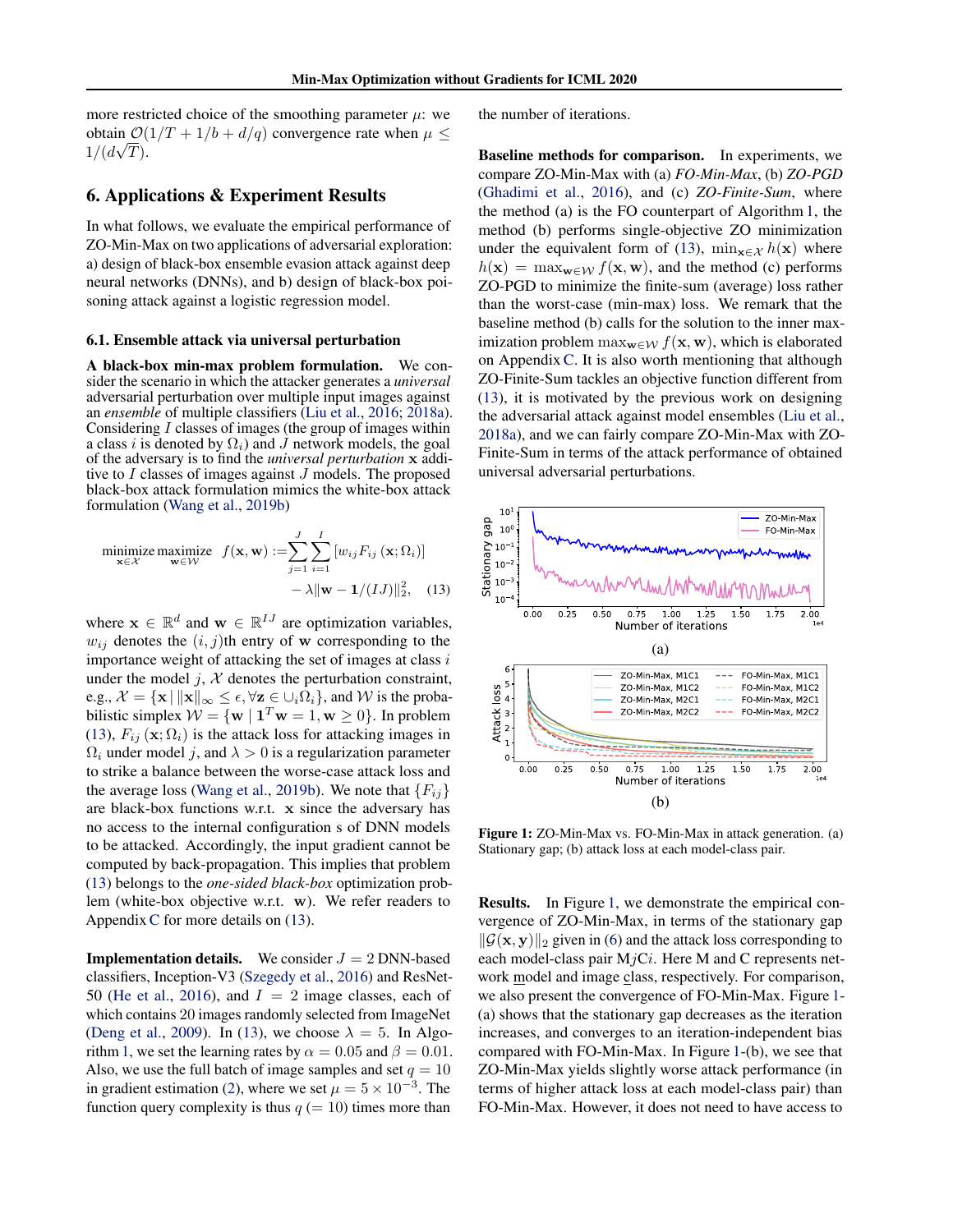more restricted choice of the smoothing parameter $\mu$: we obtain $\mathcal{O}(1/T + 1/b + d/q)$ convergence rate when $\mu \leq 1/(d\sqrt{T})$.

## 6. Applications & Experiment Results

In what follows, we evaluate the empirical performance of ZO-Min-Max on two applications of adversarial exploration: a) design of black-box ensemble evasion attack against deep neural networks (DNNs), and b) design of black-box poisoning attack against a logistic regression model.

### 6.1. Ensemble attack via universal perturbation

**A black-box min-max problem formulation.** We consider the scenario in which the attacker generates a *universal* adversarial perturbation over multiple input images against an *ensemble* of multiple classifiers (Liu et al., 2016; 2018a). Considering $I$ classes of images (the group of images within a class $i$ is denoted by $\Omega_i$) and $J$ network models, the goal of the adversary is to find the *universal perturbation* $\mathbf{x}$ additive to $I$ classes of images against $J$ models. The proposed black-box attack formulation mimics the white-box attack formulation (Wang et al., 2019b)

$$\underset{\mathbf{x}\in\mathcal{X}}{\text{minimize}}\ \underset{\mathbf{w}\in\mathcal{W}}{\text{maximize}}\ \ f(\mathbf{x},\mathbf{w}) := \sum_{j=1}^{J}\sum_{i=1}^{I}\left[w_{ij}F_{ij}\left(\mathbf{x};\Omega_i\right)\right] - \lambda\|\mathbf{w} - \mathbf{1}/(IJ)\|_2^2, \quad (13)$$

where $\mathbf{x} \in \mathbb{R}^d$ and $\mathbf{w} \in \mathbb{R}^{IJ}$ are optimization variables, $w_{ij}$ denotes the $(i,j)$th entry of $\mathbf{w}$ corresponding to the importance weight of attacking the set of images at class $i$ under the model $j$, $\mathcal{X}$ denotes the perturbation constraint, e.g., $\mathcal{X} = \{\mathbf{x}\,|\,\|\mathbf{x}\|_\infty \leq \epsilon, \forall \mathbf{z} \in \cup_i \Omega_i\}$, and $\mathcal{W}$ is the probabilistic simplex $\mathcal{W} = \{\mathbf{w} \mid \mathbf{1}^T\mathbf{w} = 1, \mathbf{w} \geq 0\}$. In problem (13), $F_{ij}\left(\mathbf{x};\Omega_i\right)$ is the attack loss for attacking images in $\Omega_i$ under model $j$, and $\lambda > 0$ is a regularization parameter to strike a balance between the worse-case attack loss and the average loss (Wang et al., 2019b). We note that $\{F_{ij}\}$ are black-box functions w.r.t. $\mathbf{x}$ since the adversary has no access to the internal configuration s of DNN models to be attacked. Accordingly, the input gradient cannot be computed by back-propagation. This implies that problem (13) belongs to the *one-sided black-box* optimization problem (white-box objective w.r.t. $\mathbf{w}$). We refer readers to Appendix C for more details on (13).

**Implementation details.** We consider $J = 2$ DNN-based classifiers, Inception-V3 (Szegedy et al., 2016) and ResNet-50 (He et al., 2016), and $I = 2$ image classes, each of which contains 20 images randomly selected from ImageNet (Deng et al., 2009). In (13), we choose $\lambda = 5$. In Algorithm 1, we set the learning rates by $\alpha = 0.05$ and $\beta = 0.01$. Also, we use the full batch of image samples and set $q = 10$ in gradient estimation (2), where we set $\mu = 5 \times 10^{-3}$. The function query complexity is thus $q$ $(= 10)$ times more than the number of iterations.

**Baseline methods for comparison.** In experiments, we compare ZO-Min-Max with (a) *FO-Min-Max*, (b) *ZO-PGD* (Ghadimi et al., 2016), and (c) *ZO-Finite-Sum*, where the method (a) is the FO counterpart of Algorithm 1, the method (b) performs single-objective ZO minimization under the equivalent form of (13), $\min_{\mathbf{x}\in\mathcal{X}} h(\mathbf{x})$ where $h(\mathbf{x}) = \max_{\mathbf{w}\in\mathcal{W}} f(\mathbf{x},\mathbf{w})$, and the method (c) performs ZO-PGD to minimize the finite-sum (average) loss rather than the worst-case (min-max) loss. We remark that the baseline method (b) calls for the solution to the inner maximization problem $\max_{\mathbf{w}\in\mathcal{W}} f(\mathbf{x},\mathbf{w})$, which is elaborated on Appendix C. It is also worth mentioning that although ZO-Finite-Sum tackles an objective function different from (13), it is motivated by the previous work on designing the adversarial attack against model ensembles (Liu et al., 2018a), and we can fairly compare ZO-Min-Max with ZO-Finite-Sum in terms of the attack performance of obtained universal adversarial perturbations.

(a)

(b)

**Figure 1:** ZO-Min-Max vs. FO-Min-Max in attack generation. (a) Stationary gap; (b) attack loss at each model-class pair.

**Results.** In Figure 1, we demonstrate the empirical convergence of ZO-Min-Max, in terms of the stationary gap $\|\mathcal{G}(\mathbf{x},\mathbf{y})\|_2$ given in (6) and the attack loss corresponding to each model-class pair M$j$C$i$. Here M and C represents network model and image class, respectively. For comparison, we also present the convergence of FO-Min-Max. Figure 1-(a) shows that the stationary gap decreases as the iteration increases, and converges to an iteration-independent bias compared with FO-Min-Max. In Figure 1-(b), we see that ZO-Min-Max yields slightly worse attack performance (in terms of higher attack loss at each model-class pair) than FO-Min-Max. However, it does not need to have access to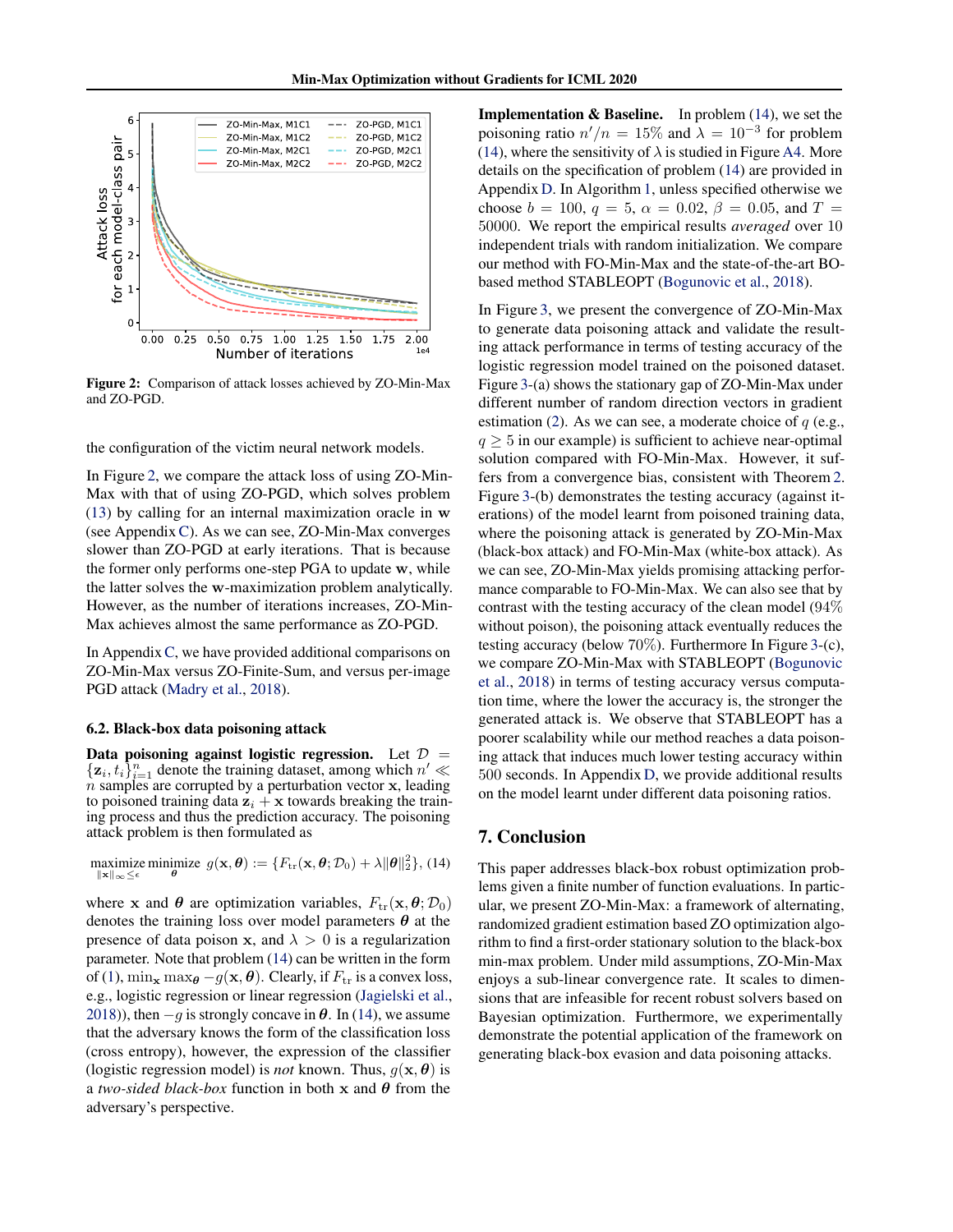Figure 2: Comparison of attack losses achieved by ZO-Min-Max and ZO-PGD.

the configuration of the victim neural network models.

In Figure 2, we compare the attack loss of using ZO-Min-Max with that of using ZO-PGD, which solves problem (13) by calling for an internal maximization oracle in $\mathbf{w}$ (see Appendix C). As we can see, ZO-Min-Max converges slower than ZO-PGD at early iterations. That is because the former only performs one-step PGA to update $\mathbf{w}$, while the latter solves the $\mathbf{w}$-maximization problem analytically. However, as the number of iterations increases, ZO-Min-Max achieves almost the same performance as ZO-PGD.

In Appendix C, we have provided additional comparisons on ZO-Min-Max versus ZO-Finite-Sum, and versus per-image PGD attack (Madry et al., 2018).

### 6.2. Black-box data poisoning attack

**Data poisoning against logistic regression.** Let $\mathcal{D} = \{\mathbf{z}_i, t_i\}_{i=1}^n$ denote the training dataset, among which $n' \ll n$ samples are corrupted by a perturbation vector $\mathbf{x}$, leading to poisoned training data $\mathbf{z}_i + \mathbf{x}$ towards breaking the training process and thus the prediction accuracy. The poisoning attack problem is then formulated as

$$\underset{\|\mathbf{x}\|_\infty \leq \epsilon}{\text{maximize}} \ \underset{\boldsymbol{\theta}}{\text{minimize}} \ g(\mathbf{x}, \boldsymbol{\theta}) := \{F_{\text{tr}}(\mathbf{x}, \boldsymbol{\theta}; \mathcal{D}_0) + \lambda \|\boldsymbol{\theta}\|_2^2\}, \quad (14)$$

where $\mathbf{x}$ and $\boldsymbol{\theta}$ are optimization variables, $F_{\text{tr}}(\mathbf{x}, \boldsymbol{\theta}; \mathcal{D}_0)$ denotes the training loss over model parameters $\boldsymbol{\theta}$ at the presence of data poison $\mathbf{x}$, and $\lambda > 0$ is a regularization parameter. Note that problem (14) can be written in the form of (1), $\min_{\mathbf{x}} \max_{\boldsymbol{\theta}} -g(\mathbf{x}, \boldsymbol{\theta})$. Clearly, if $F_{\text{tr}}$ is a convex loss, e.g., logistic regression or linear regression (Jagielski et al., 2018)), then $-g$ is strongly concave in $\boldsymbol{\theta}$. In (14), we assume that the adversary knows the form of the classification loss (cross entropy), however, the expression of the classifier (logistic regression model) is *not* known. Thus, $g(\mathbf{x}, \boldsymbol{\theta})$ is a *two-sided black-box* function in both $\mathbf{x}$ and $\boldsymbol{\theta}$ from the adversary's perspective.

**Implementation & Baseline.** In problem (14), we set the poisoning ratio $n'/n = 15\%$ and $\lambda = 10^{-3}$ for problem (14), where the sensitivity of $\lambda$ is studied in Figure A4. More details on the specification of problem (14) are provided in Appendix D. In Algorithm 1, unless specified otherwise we choose $b = 100$, $q = 5$, $\alpha = 0.02$, $\beta = 0.05$, and $T = 50000$. We report the empirical results *averaged* over 10 independent trials with random initialization. We compare our method with FO-Min-Max and the state-of-the-art BO-based method STABLEOPT (Bogunovic et al., 2018).

In Figure 3, we present the convergence of ZO-Min-Max to generate data poisoning attack and validate the resulting attack performance in terms of testing accuracy of the logistic regression model trained on the poisoned dataset. Figure 3-(a) shows the stationary gap of ZO-Min-Max under different number of random direction vectors in gradient estimation (2). As we can see, a moderate choice of $q$ (e.g., $q \geq 5$ in our example) is sufficient to achieve near-optimal solution compared with FO-Min-Max. However, it suffers from a convergence bias, consistent with Theorem 2. Figure 3-(b) demonstrates the testing accuracy (against iterations) of the model learnt from poisoned training data, where the poisoning attack is generated by ZO-Min-Max (black-box attack) and FO-Min-Max (white-box attack). As we can see, ZO-Min-Max yields promising attacking performance comparable to FO-Min-Max. We can also see that by contrast with the testing accuracy of the clean model (94% without poison), the poisoning attack eventually reduces the testing accuracy (below 70%). Furthermore In Figure 3-(c), we compare ZO-Min-Max with STABLEOPT (Bogunovic et al., 2018) in terms of testing accuracy versus computation time, where the lower the accuracy is, the stronger the generated attack is. We observe that STABLEOPT has a poorer scalability while our method reaches a data poisoning attack that induces much lower testing accuracy within 500 seconds. In Appendix D, we provide additional results on the model learnt under different data poisoning ratios.

## 7. Conclusion

This paper addresses black-box robust optimization problems given a finite number of function evaluations. In particular, we present ZO-Min-Max: a framework of alternating, randomized gradient estimation based ZO optimization algorithm to find a first-order stationary solution to the black-box min-max problem. Under mild assumptions, ZO-Min-Max enjoys a sub-linear convergence rate. It scales to dimensions that are infeasible for recent robust solvers based on Bayesian optimization. Furthermore, we experimentally demonstrate the potential application of the framework on generating black-box evasion and data poisoning attacks.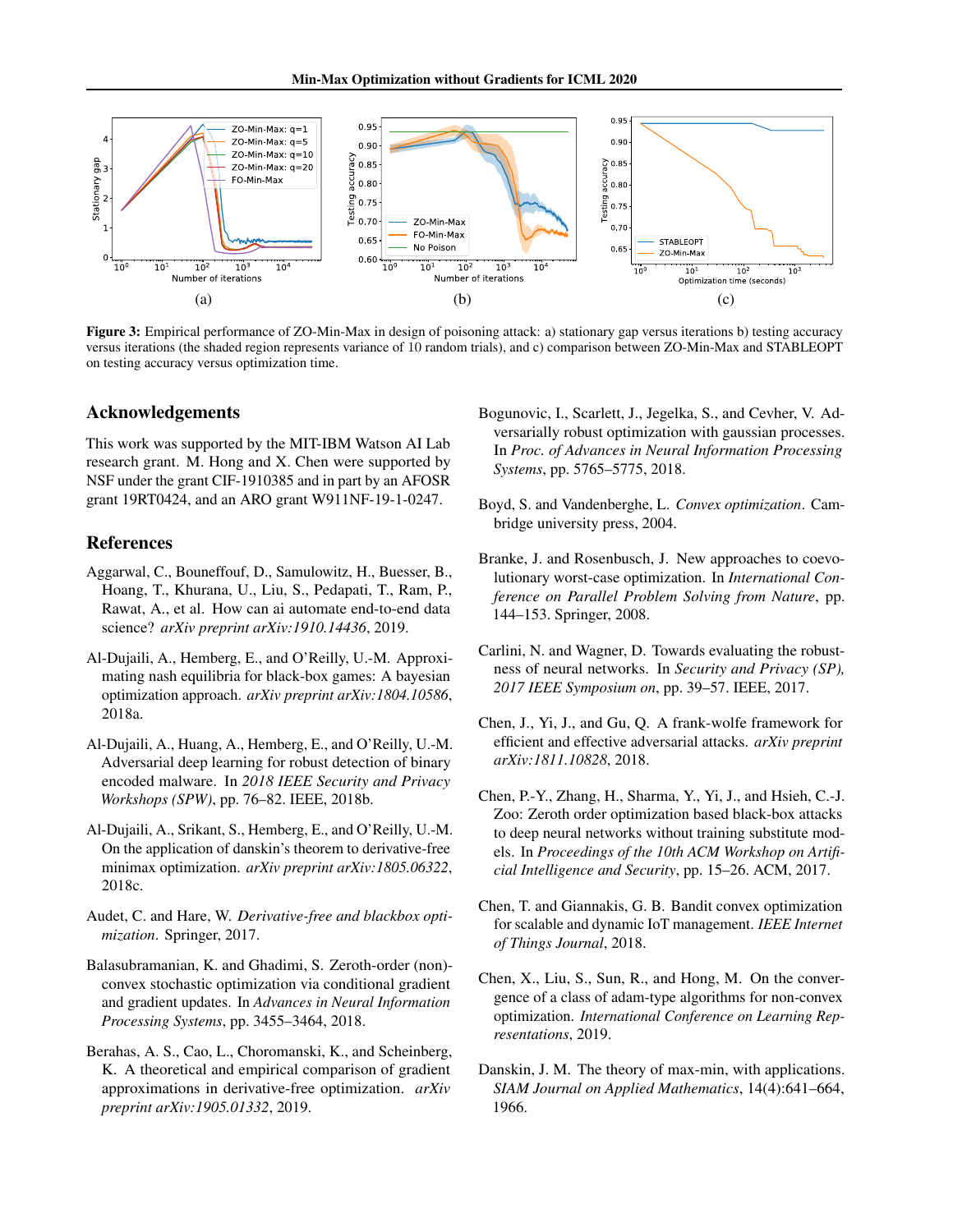**Figure 3:** Empirical performance of ZO-Min-Max in design of poisoning attack: a) stationary gap versus iterations b) testing accuracy versus iterations (the shaded region represents variance of 10 random trials), and c) comparison between ZO-Min-Max and STABLEOPT on testing accuracy versus optimization time.

## Acknowledgements

This work was supported by the MIT-IBM Watson AI Lab research grant. M. Hong and X. Chen were supported by NSF under the grant CIF-1910385 and in part by an AFOSR grant 19RT0424, and an ARO grant W911NF-19-1-0247.

## References

Aggarwal, C., Bouneffouf, D., Samulowitz, H., Buesser, B., Hoang, T., Khurana, U., Liu, S., Pedapati, T., Ram, P., Rawat, A., et al. How can ai automate end-to-end data science? *arXiv preprint arXiv:1910.14436*, 2019.

Al-Dujaili, A., Hemberg, E., and O'Reilly, U.-M. Approximating nash equilibria for black-box games: A bayesian optimization approach. *arXiv preprint arXiv:1804.10586*, 2018a.

Al-Dujaili, A., Huang, A., Hemberg, E., and O'Reilly, U.-M. Adversarial deep learning for robust detection of binary encoded malware. In *2018 IEEE Security and Privacy Workshops (SPW)*, pp. 76–82. IEEE, 2018b.

Al-Dujaili, A., Srikant, S., Hemberg, E., and O'Reilly, U.-M. On the application of danskin's theorem to derivative-free minimax optimization. *arXiv preprint arXiv:1805.06322*, 2018c.

Audet, C. and Hare, W. *Derivative-free and blackbox optimization*. Springer, 2017.

Balasubramanian, K. and Ghadimi, S. Zeroth-order (non)-convex stochastic optimization via conditional gradient and gradient updates. In *Advances in Neural Information Processing Systems*, pp. 3455–3464, 2018.

Berahas, A. S., Cao, L., Choromanski, K., and Scheinberg, K. A theoretical and empirical comparison of gradient approximations in derivative-free optimization. *arXiv preprint arXiv:1905.01332*, 2019.

Bogunovic, I., Scarlett, J., Jegelka, S., and Cevher, V. Adversarially robust optimization with gaussian processes. In *Proc. of Advances in Neural Information Processing Systems*, pp. 5765–5775, 2018.

Boyd, S. and Vandenberghe, L. *Convex optimization*. Cambridge university press, 2004.

Branke, J. and Rosenbusch, J. New approaches to coevolutionary worst-case optimization. In *International Conference on Parallel Problem Solving from Nature*, pp. 144–153. Springer, 2008.

Carlini, N. and Wagner, D. Towards evaluating the robustness of neural networks. In *Security and Privacy (SP), 2017 IEEE Symposium on*, pp. 39–57. IEEE, 2017.

Chen, J., Yi, J., and Gu, Q. A frank-wolfe framework for efficient and effective adversarial attacks. *arXiv preprint arXiv:1811.10828*, 2018.

Chen, P.-Y., Zhang, H., Sharma, Y., Yi, J., and Hsieh, C.-J. Zoo: Zeroth order optimization based black-box attacks to deep neural networks without training substitute models. In *Proceedings of the 10th ACM Workshop on Artificial Intelligence and Security*, pp. 15–26. ACM, 2017.

Chen, T. and Giannakis, G. B. Bandit convex optimization for scalable and dynamic IoT management. *IEEE Internet of Things Journal*, 2018.

Chen, X., Liu, S., Sun, R., and Hong, M. On the convergence of a class of adam-type algorithms for non-convex optimization. *International Conference on Learning Representations*, 2019.

Danskin, J. M. The theory of max-min, with applications. *SIAM Journal on Applied Mathematics*, 14(4):641–664, 1966.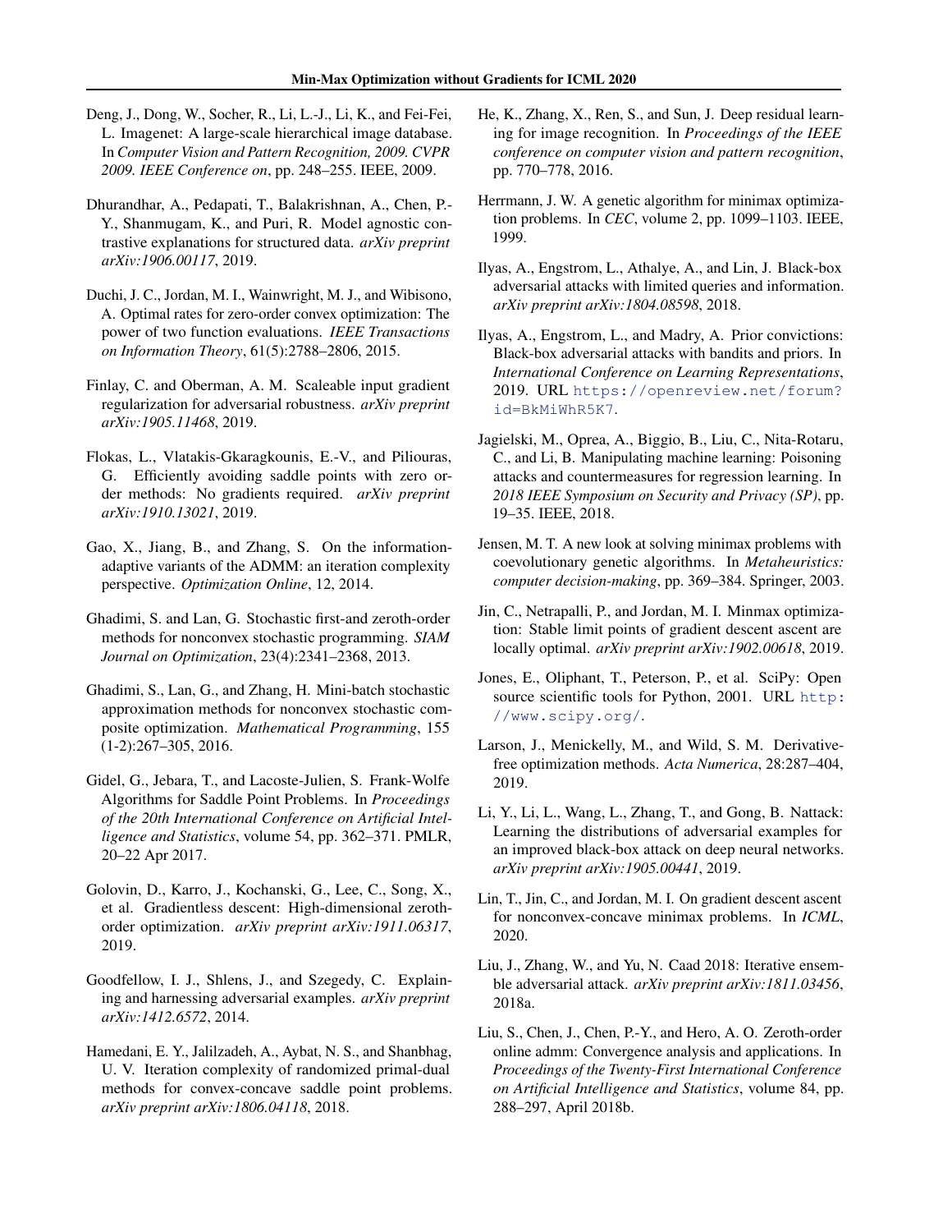Deng, J., Dong, W., Socher, R., Li, L.-J., Li, K., and Fei-Fei, L. Imagenet: A large-scale hierarchical image database. In *Computer Vision and Pattern Recognition, 2009. CVPR 2009. IEEE Conference on*, pp. 248–255. IEEE, 2009.

Dhurandhar, A., Pedapati, T., Balakrishnan, A., Chen, P.-Y., Shanmugam, K., and Puri, R. Model agnostic contrastive explanations for structured data. *arXiv preprint arXiv:1906.00117*, 2019.

Duchi, J. C., Jordan, M. I., Wainwright, M. J., and Wibisono, A. Optimal rates for zero-order convex optimization: The power of two function evaluations. *IEEE Transactions on Information Theory*, 61(5):2788–2806, 2015.

Finlay, C. and Oberman, A. M. Scaleable input gradient regularization for adversarial robustness. *arXiv preprint arXiv:1905.11468*, 2019.

Flokas, L., Vlatakis-Gkaragkounis, E.-V., and Piliouras, G. Efficiently avoiding saddle points with zero order methods: No gradients required. *arXiv preprint arXiv:1910.13021*, 2019.

Gao, X., Jiang, B., and Zhang, S. On the information-adaptive variants of the ADMM: an iteration complexity perspective. *Optimization Online*, 12, 2014.

Ghadimi, S. and Lan, G. Stochastic first-and zeroth-order methods for nonconvex stochastic programming. *SIAM Journal on Optimization*, 23(4):2341–2368, 2013.

Ghadimi, S., Lan, G., and Zhang, H. Mini-batch stochastic approximation methods for nonconvex stochastic composite optimization. *Mathematical Programming*, 155 (1-2):267–305, 2016.

Gidel, G., Jebara, T., and Lacoste-Julien, S. Frank-Wolfe Algorithms for Saddle Point Problems. In *Proceedings of the 20th International Conference on Artificial Intelligence and Statistics*, volume 54, pp. 362–371. PMLR, 20–22 Apr 2017.

Golovin, D., Karro, J., Kochanski, G., Lee, C., Song, X., et al. Gradientless descent: High-dimensional zeroth-order optimization. *arXiv preprint arXiv:1911.06317*, 2019.

Goodfellow, I. J., Shlens, J., and Szegedy, C. Explaining and harnessing adversarial examples. *arXiv preprint arXiv:1412.6572*, 2014.

Hamedani, E. Y., Jalilzadeh, A., Aybat, N. S., and Shanbhag, U. V. Iteration complexity of randomized primal-dual methods for convex-concave saddle point problems. *arXiv preprint arXiv:1806.04118*, 2018.

He, K., Zhang, X., Ren, S., and Sun, J. Deep residual learning for image recognition. In *Proceedings of the IEEE conference on computer vision and pattern recognition*, pp. 770–778, 2016.

Herrmann, J. W. A genetic algorithm for minimax optimization problems. In *CEC*, volume 2, pp. 1099–1103. IEEE, 1999.

Ilyas, A., Engstrom, L., Athalye, A., and Lin, J. Black-box adversarial attacks with limited queries and information. *arXiv preprint arXiv:1804.08598*, 2018.

Ilyas, A., Engstrom, L., and Madry, A. Prior convictions: Black-box adversarial attacks with bandits and priors. In *International Conference on Learning Representations*, 2019. URL https://openreview.net/forum?id=BkMiWhR5K7.

Jagielski, M., Oprea, A., Biggio, B., Liu, C., Nita-Rotaru, C., and Li, B. Manipulating machine learning: Poisoning attacks and countermeasures for regression learning. In *2018 IEEE Symposium on Security and Privacy (SP)*, pp. 19–35. IEEE, 2018.

Jensen, M. T. A new look at solving minimax problems with coevolutionary genetic algorithms. In *Metaheuristics: computer decision-making*, pp. 369–384. Springer, 2003.

Jin, C., Netrapalli, P., and Jordan, M. I. Minmax optimization: Stable limit points of gradient descent ascent are locally optimal. *arXiv preprint arXiv:1902.00618*, 2019.

Jones, E., Oliphant, T., Peterson, P., et al. SciPy: Open source scientific tools for Python, 2001. URL http://www.scipy.org/.

Larson, J., Menickelly, M., and Wild, S. M. Derivative-free optimization methods. *Acta Numerica*, 28:287–404, 2019.

Li, Y., Li, L., Wang, L., Zhang, T., and Gong, B. Nattack: Learning the distributions of adversarial examples for an improved black-box attack on deep neural networks. *arXiv preprint arXiv:1905.00441*, 2019.

Lin, T., Jin, C., and Jordan, M. I. On gradient descent ascent for nonconvex-concave minimax problems. In *ICML*, 2020.

Liu, J., Zhang, W., and Yu, N. Caad 2018: Iterative ensemble adversarial attack. *arXiv preprint arXiv:1811.03456*, 2018a.

Liu, S., Chen, J., Chen, P.-Y., and Hero, A. O. Zeroth-order online admm: Convergence analysis and applications. In *Proceedings of the Twenty-First International Conference on Artificial Intelligence and Statistics*, volume 84, pp. 288–297, April 2018b.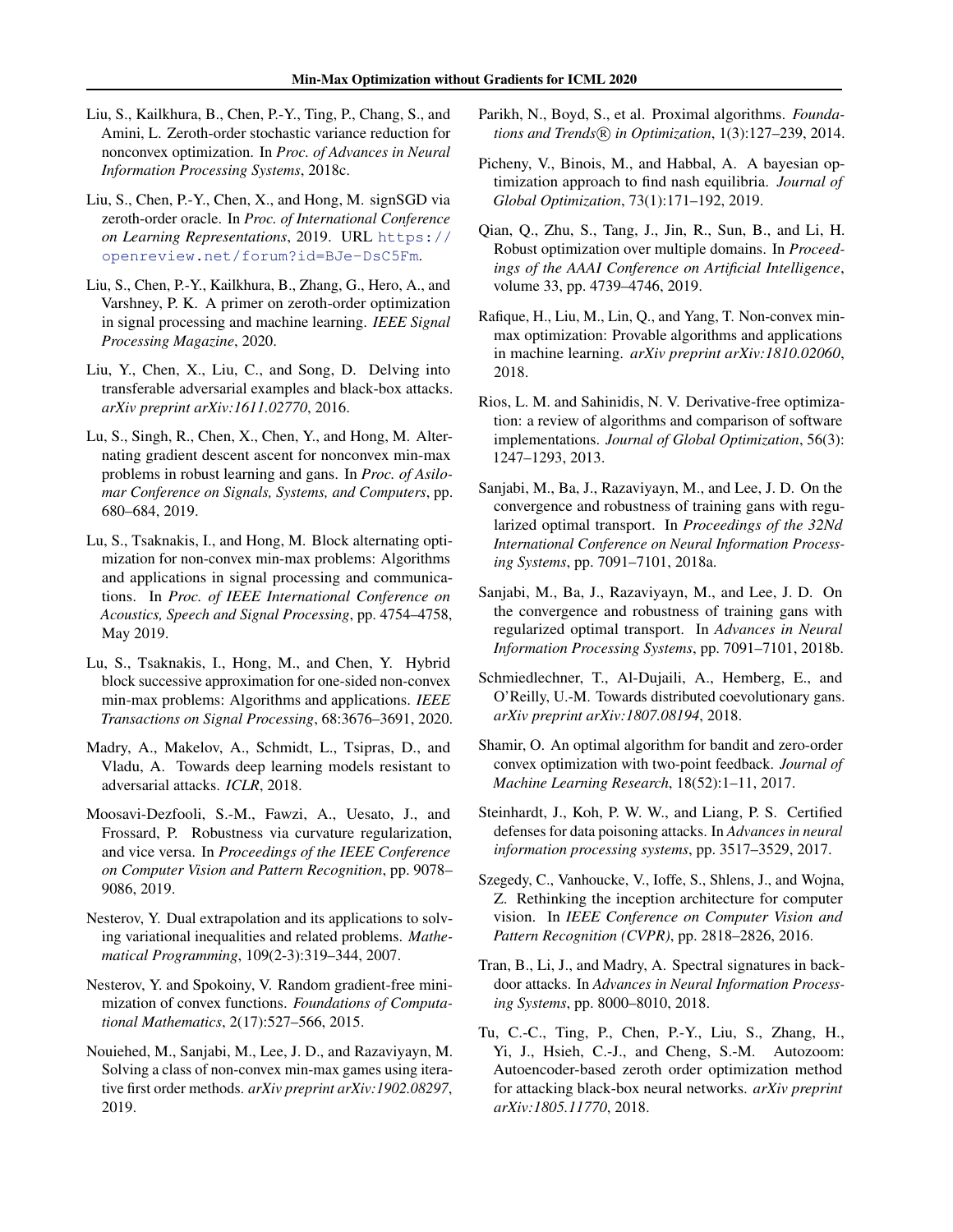Liu, S., Kailkhura, B., Chen, P.-Y., Ting, P., Chang, S., and Amini, L. Zeroth-order stochastic variance reduction for nonconvex optimization. In *Proc. of Advances in Neural Information Processing Systems*, 2018c.

Liu, S., Chen, P.-Y., Chen, X., and Hong, M. signSGD via zeroth-order oracle. In *Proc. of International Conference on Learning Representations*, 2019. URL https://openreview.net/forum?id=BJe-DsC5Fm.

Liu, S., Chen, P.-Y., Kailkhura, B., Zhang, G., Hero, A., and Varshney, P. K. A primer on zeroth-order optimization in signal processing and machine learning. *IEEE Signal Processing Magazine*, 2020.

Liu, Y., Chen, X., Liu, C., and Song, D. Delving into transferable adversarial examples and black-box attacks. *arXiv preprint arXiv:1611.02770*, 2016.

Lu, S., Singh, R., Chen, X., Chen, Y., and Hong, M. Alternating gradient descent ascent for nonconvex min-max problems in robust learning and gans. In *Proc. of Asilomar Conference on Signals, Systems, and Computers*, pp. 680–684, 2019.

Lu, S., Tsaknakis, I., and Hong, M. Block alternating optimization for non-convex min-max problems: Algorithms and applications in signal processing and communications. In *Proc. of IEEE International Conference on Acoustics, Speech and Signal Processing*, pp. 4754–4758, May 2019.

Lu, S., Tsaknakis, I., Hong, M., and Chen, Y. Hybrid block successive approximation for one-sided non-convex min-max problems: Algorithms and applications. *IEEE Transactions on Signal Processing*, 68:3676–3691, 2020.

Madry, A., Makelov, A., Schmidt, L., Tsipras, D., and Vladu, A. Towards deep learning models resistant to adversarial attacks. *ICLR*, 2018.

Moosavi-Dezfooli, S.-M., Fawzi, A., Uesato, J., and Frossard, P. Robustness via curvature regularization, and vice versa. In *Proceedings of the IEEE Conference on Computer Vision and Pattern Recognition*, pp. 9078–9086, 2019.

Nesterov, Y. Dual extrapolation and its applications to solving variational inequalities and related problems. *Mathematical Programming*, 109(2-3):319–344, 2007.

Nesterov, Y. and Spokoiny, V. Random gradient-free minimization of convex functions. *Foundations of Computational Mathematics*, 2(17):527–566, 2015.

Nouiehed, M., Sanjabi, M., Lee, J. D., and Razaviyayn, M. Solving a class of non-convex min-max games using iterative first order methods. *arXiv preprint arXiv:1902.08297*, 2019.

Parikh, N., Boyd, S., et al. Proximal algorithms. *Foundations and Trends® in Optimization*, 1(3):127–239, 2014.

Picheny, V., Binois, M., and Habbal, A. A bayesian optimization approach to find nash equilibria. *Journal of Global Optimization*, 73(1):171–192, 2019.

Qian, Q., Zhu, S., Tang, J., Jin, R., Sun, B., and Li, H. Robust optimization over multiple domains. In *Proceedings of the AAAI Conference on Artificial Intelligence*, volume 33, pp. 4739–4746, 2019.

Rafique, H., Liu, M., Lin, Q., and Yang, T. Non-convex min-max optimization: Provable algorithms and applications in machine learning. *arXiv preprint arXiv:1810.02060*, 2018.

Rios, L. M. and Sahinidis, N. V. Derivative-free optimization: a review of algorithms and comparison of software implementations. *Journal of Global Optimization*, 56(3): 1247–1293, 2013.

Sanjabi, M., Ba, J., Razaviyayn, M., and Lee, J. D. On the convergence and robustness of training gans with regularized optimal transport. In *Proceedings of the 32Nd International Conference on Neural Information Processing Systems*, pp. 7091–7101, 2018a.

Sanjabi, M., Ba, J., Razaviyayn, M., and Lee, J. D. On the convergence and robustness of training gans with regularized optimal transport. In *Advances in Neural Information Processing Systems*, pp. 7091–7101, 2018b.

Schmiedlechner, T., Al-Dujaili, A., Hemberg, E., and O'Reilly, U.-M. Towards distributed coevolutionary gans. *arXiv preprint arXiv:1807.08194*, 2018.

Shamir, O. An optimal algorithm for bandit and zero-order convex optimization with two-point feedback. *Journal of Machine Learning Research*, 18(52):1–11, 2017.

Steinhardt, J., Koh, P. W. W., and Liang, P. S. Certified defenses for data poisoning attacks. In *Advances in neural information processing systems*, pp. 3517–3529, 2017.

Szegedy, C., Vanhoucke, V., Ioffe, S., Shlens, J., and Wojna, Z. Rethinking the inception architecture for computer vision. In *IEEE Conference on Computer Vision and Pattern Recognition (CVPR)*, pp. 2818–2826, 2016.

Tran, B., Li, J., and Madry, A. Spectral signatures in backdoor attacks. In *Advances in Neural Information Processing Systems*, pp. 8000–8010, 2018.

Tu, C.-C., Ting, P., Chen, P.-Y., Liu, S., Zhang, H., Yi, J., Hsieh, C.-J., and Cheng, S.-M. Autozoom: Autoencoder-based zeroth order optimization method for attacking black-box neural networks. *arXiv preprint arXiv:1805.11770*, 2018.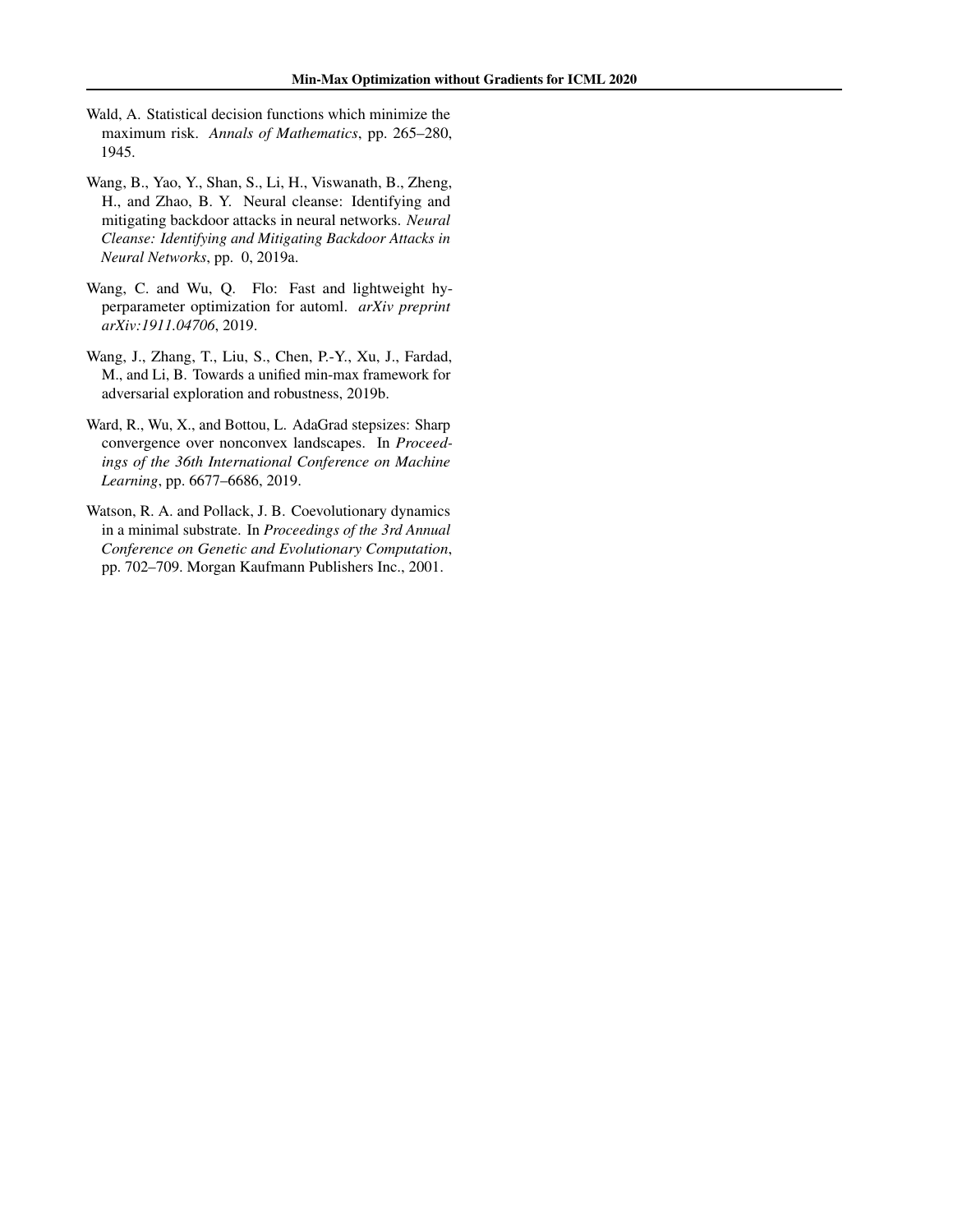Wald, A. Statistical decision functions which minimize the maximum risk. *Annals of Mathematics*, pp. 265–280, 1945.

Wang, B., Yao, Y., Shan, S., Li, H., Viswanath, B., Zheng, H., and Zhao, B. Y. Neural cleanse: Identifying and mitigating backdoor attacks in neural networks. *Neural Cleanse: Identifying and Mitigating Backdoor Attacks in Neural Networks*, pp. 0, 2019a.

Wang, C. and Wu, Q. Flo: Fast and lightweight hyperparameter optimization for automl. *arXiv preprint arXiv:1911.04706*, 2019.

Wang, J., Zhang, T., Liu, S., Chen, P.-Y., Xu, J., Fardad, M., and Li, B. Towards a unified min-max framework for adversarial exploration and robustness, 2019b.

Ward, R., Wu, X., and Bottou, L. AdaGrad stepsizes: Sharp convergence over nonconvex landscapes. In *Proceedings of the 36th International Conference on Machine Learning*, pp. 6677–6686, 2019.

Watson, R. A. and Pollack, J. B. Coevolutionary dynamics in a minimal substrate. In *Proceedings of the 3rd Annual Conference on Genetic and Evolutionary Computation*, pp. 702–709. Morgan Kaufmann Publishers Inc., 2001.